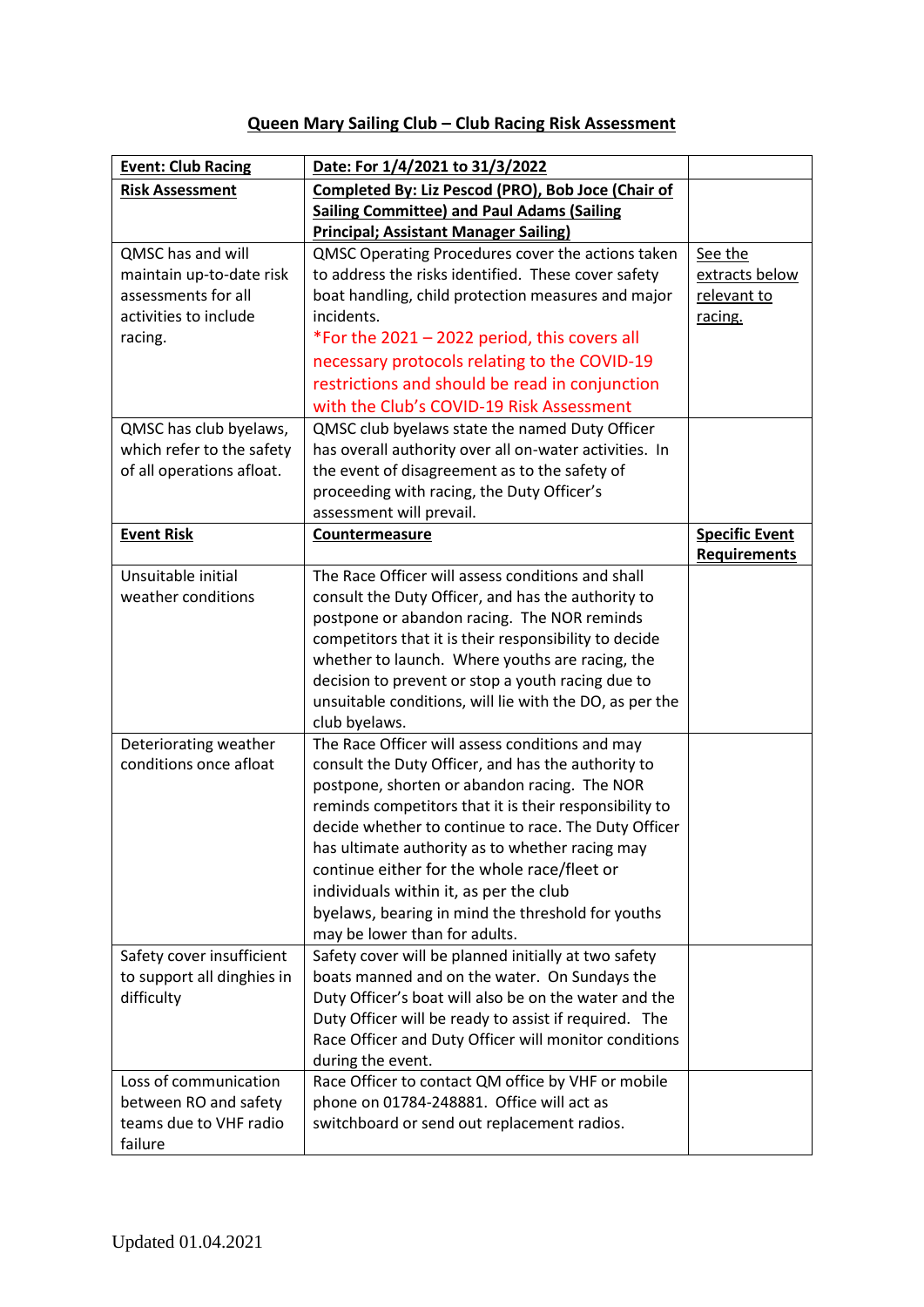## Queen Mary Sailing Club – Club Racing Risk Assessment

| **Event: Club Racing** | **Date: For 1/4/2021 to 31/3/2022** | |
|---|---|---|
| **Risk Assessment** | **Completed By: Liz Pescod (PRO), Bob Joce (Chair of Sailing Committee) and Paul Adams (Sailing Principal; Assistant Manager Sailing)** | |
| QMSC has and will maintain up-to-date risk assessments for all activities to include racing. | QMSC Operating Procedures cover the actions taken to address the risks identified. These cover safety boat handling, child protection measures and major incidents. *For the 2021 – 2022 period, this covers all necessary protocols relating to the COVID-19 restrictions and should be read in conjunction with the Club's COVID-19 Risk Assessment | See the extracts below relevant to racing. |
| QMSC has club byelaws, which refer to the safety of all operations afloat. | QMSC club byelaws state the named Duty Officer has overall authority over all on-water activities. In the event of disagreement as to the safety of proceeding with racing, the Duty Officer's assessment will prevail. | |
| **Event Risk** | **Countermeasure** | **Specific Event Requirements** |
| Unsuitable initial weather conditions | The Race Officer will assess conditions and shall consult the Duty Officer, and has the authority to postpone or abandon racing. The NOR reminds competitors that it is their responsibility to decide whether to launch. Where youths are racing, the decision to prevent or stop a youth racing due to unsuitable conditions, will lie with the DO, as per the club byelaws. | |
| Deteriorating weather conditions once afloat | The Race Officer will assess conditions and may consult the Duty Officer, and has the authority to postpone, shorten or abandon racing. The NOR reminds competitors that it is their responsibility to decide whether to continue to race. The Duty Officer has ultimate authority as to whether racing may continue either for the whole race/fleet or individuals within it, as per the club byelaws, bearing in mind the threshold for youths may be lower than for adults. | |
| Safety cover insufficient to support all dinghies in difficulty | Safety cover will be planned initially at two safety boats manned and on the water. On Sundays the Duty Officer's boat will also be on the water and the Duty Officer will be ready to assist if required. The Race Officer and Duty Officer will monitor conditions during the event. | |
| Loss of communication between RO and safety teams due to VHF radio failure | Race Officer to contact QM office by VHF or mobile phone on 01784-248881. Office will act as switchboard or send out replacement radios. | |

Updated 01.04.2021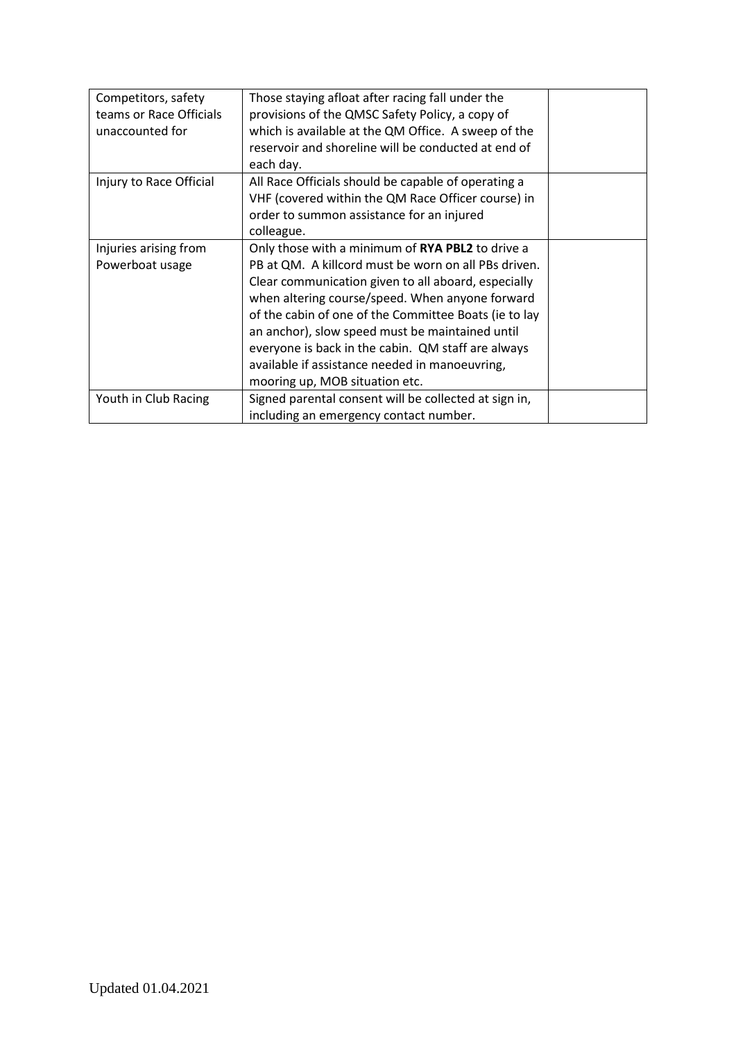| | | |
|---|---|---|
| Competitors, safety teams or Race Officials unaccounted for | Those staying afloat after racing fall under the provisions of the QMSC Safety Policy, a copy of which is available at the QM Office. A sweep of the reservoir and shoreline will be conducted at end of each day. | |
| Injury to Race Official | All Race Officials should be capable of operating a VHF (covered within the QM Race Officer course) in order to summon assistance for an injured colleague. | |
| Injuries arising from Powerboat usage | Only those with a minimum of **RYA PBL2** to drive a PB at QM. A killcord must be worn on all PBs driven. Clear communication given to all aboard, especially when altering course/speed. When anyone forward of the cabin of one of the Committee Boats (ie to lay an anchor), slow speed must be maintained until everyone is back in the cabin. QM staff are always available if assistance needed in manoeuvring, mooring up, MOB situation etc. | |
| Youth in Club Racing | Signed parental consent will be collected at sign in, including an emergency contact number. | |

Updated 01.04.2021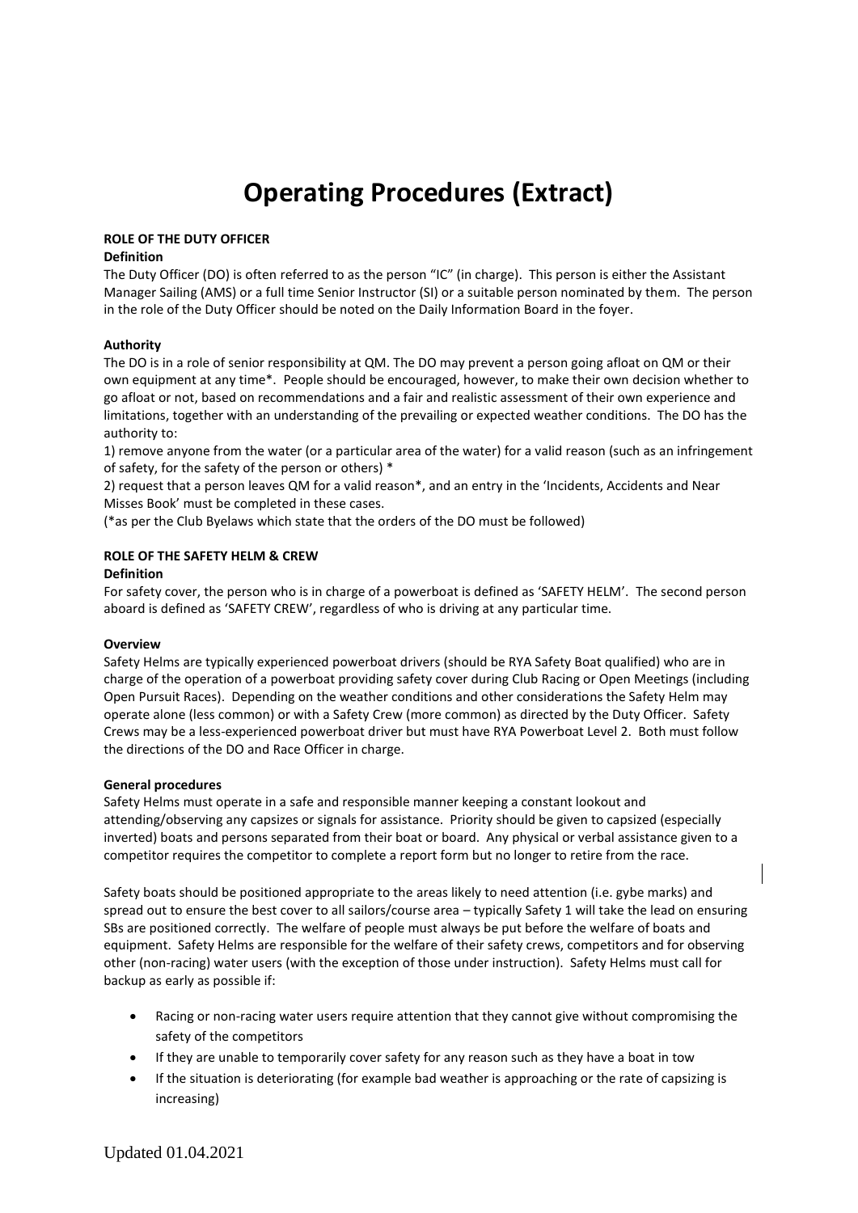# Operating Procedures (Extract)

**ROLE OF THE DUTY OFFICER**

**Definition**

The Duty Officer (DO) is often referred to as the person "IC" (in charge). This person is either the Assistant Manager Sailing (AMS) or a full time Senior Instructor (SI) or a suitable person nominated by them. The person in the role of the Duty Officer should be noted on the Daily Information Board in the foyer.

**Authority**

The DO is in a role of senior responsibility at QM. The DO may prevent a person going afloat on QM or their own equipment at any time*. People should be encouraged, however, to make their own decision whether to go afloat or not, based on recommendations and a fair and realistic assessment of their own experience and limitations, together with an understanding of the prevailing or expected weather conditions. The DO has the authority to:

1) remove anyone from the water (or a particular area of the water) for a valid reason (such as an infringement of safety, for the safety of the person or others) *

2) request that a person leaves QM for a valid reason*, and an entry in the 'Incidents, Accidents and Near Misses Book' must be completed in these cases.

(*as per the Club Byelaws which state that the orders of the DO must be followed)

**ROLE OF THE SAFETY HELM & CREW**

**Definition**

For safety cover, the person who is in charge of a powerboat is defined as 'SAFETY HELM'. The second person aboard is defined as 'SAFETY CREW', regardless of who is driving at any particular time.

**Overview**

Safety Helms are typically experienced powerboat drivers (should be RYA Safety Boat qualified) who are in charge of the operation of a powerboat providing safety cover during Club Racing or Open Meetings (including Open Pursuit Races). Depending on the weather conditions and other considerations the Safety Helm may operate alone (less common) or with a Safety Crew (more common) as directed by the Duty Officer. Safety Crews may be a less-experienced powerboat driver but must have RYA Powerboat Level 2. Both must follow the directions of the DO and Race Officer in charge.

**General procedures**

Safety Helms must operate in a safe and responsible manner keeping a constant lookout and attending/observing any capsizes or signals for assistance. Priority should be given to capsized (especially inverted) boats and persons separated from their boat or board. Any physical or verbal assistance given to a competitor requires the competitor to complete a report form but no longer to retire from the race.

Safety boats should be positioned appropriate to the areas likely to need attention (i.e. gybe marks) and spread out to ensure the best cover to all sailors/course area – typically Safety 1 will take the lead on ensuring SBs are positioned correctly. The welfare of people must always be put before the welfare of boats and equipment. Safety Helms are responsible for the welfare of their safety crews, competitors and for observing other (non-racing) water users (with the exception of those under instruction). Safety Helms must call for backup as early as possible if:

- Racing or non-racing water users require attention that they cannot give without compromising the safety of the competitors
- If they are unable to temporarily cover safety for any reason such as they have a boat in tow
- If the situation is deteriorating (for example bad weather is approaching or the rate of capsizing is increasing)

Updated 01.04.2021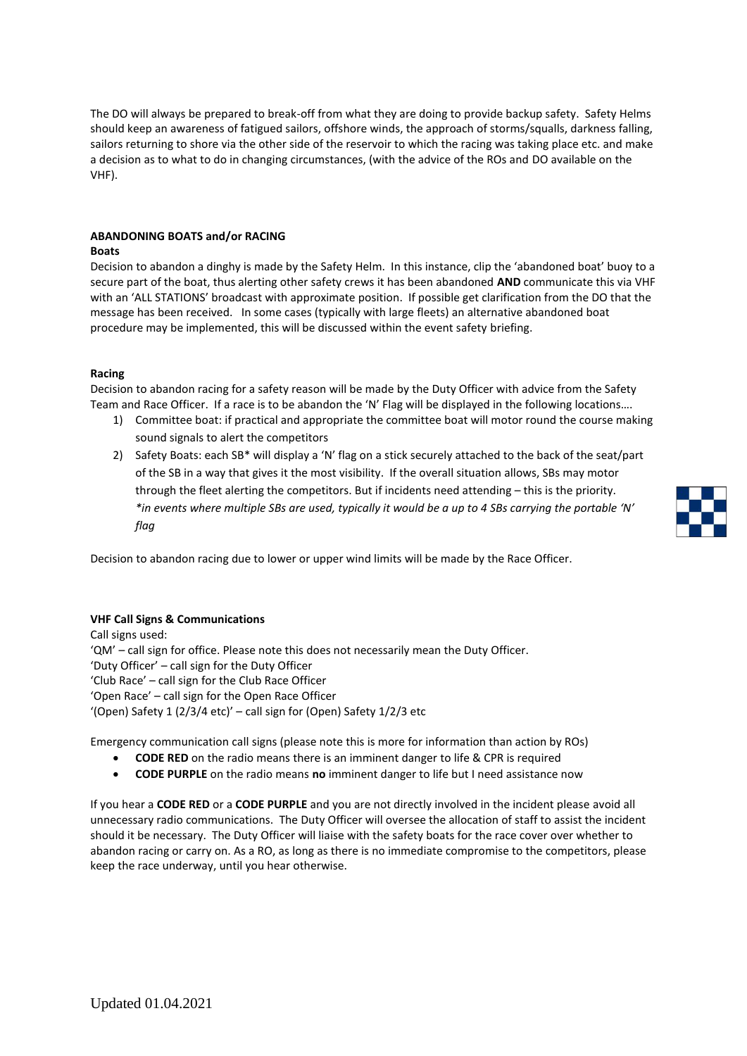The DO will always be prepared to break-off from what they are doing to provide backup safety. Safety Helms should keep an awareness of fatigued sailors, offshore winds, the approach of storms/squalls, darkness falling, sailors returning to shore via the other side of the reservoir to which the racing was taking place etc. and make a decision as to what to do in changing circumstances, (with the advice of the ROs and DO available on the VHF).

**ABANDONING BOATS and/or RACING**

**Boats**

Decision to abandon a dinghy is made by the Safety Helm. In this instance, clip the 'abandoned boat' buoy to a secure part of the boat, thus alerting other safety crews it has been abandoned **AND** communicate this via VHF with an 'ALL STATIONS' broadcast with approximate position. If possible get clarification from the DO that the message has been received. In some cases (typically with large fleets) an alternative abandoned boat procedure may be implemented, this will be discussed within the event safety briefing.

**Racing**

Decision to abandon racing for a safety reason will be made by the Duty Officer with advice from the Safety Team and Race Officer. If a race is to be abandon the 'N' Flag will be displayed in the following locations….

1) Committee boat: if practical and appropriate the committee boat will motor round the course making sound signals to alert the competitors
2) Safety Boats: each SB* will display a 'N' flag on a stick securely attached to the back of the seat/part of the SB in a way that gives it the most visibility. If the overall situation allows, SBs may motor through the fleet alerting the competitors. But if incidents need attending – this is the priority.
   *\*in events where multiple SBs are used, typically it would be a up to 4 SBs carrying the portable 'N' flag*

Decision to abandon racing due to lower or upper wind limits will be made by the Race Officer.

**VHF Call Signs & Communications**

Call signs used:

'QM' – call sign for office. Please note this does not necessarily mean the Duty Officer.
'Duty Officer' – call sign for the Duty Officer
'Club Race' – call sign for the Club Race Officer
'Open Race' – call sign for the Open Race Officer
'(Open) Safety 1 (2/3/4 etc)' – call sign for (Open) Safety 1/2/3 etc

Emergency communication call signs (please note this is more for information than action by ROs)

- **CODE RED** on the radio means there is an imminent danger to life & CPR is required
- **CODE PURPLE** on the radio means **no** imminent danger to life but I need assistance now

If you hear a **CODE RED** or a **CODE PURPLE** and you are not directly involved in the incident please avoid all unnecessary radio communications. The Duty Officer will oversee the allocation of staff to assist the incident should it be necessary. The Duty Officer will liaise with the safety boats for the race cover over whether to abandon racing or carry on. As a RO, as long as there is no immediate compromise to the competitors, please keep the race underway, until you hear otherwise.

Updated 01.04.2021